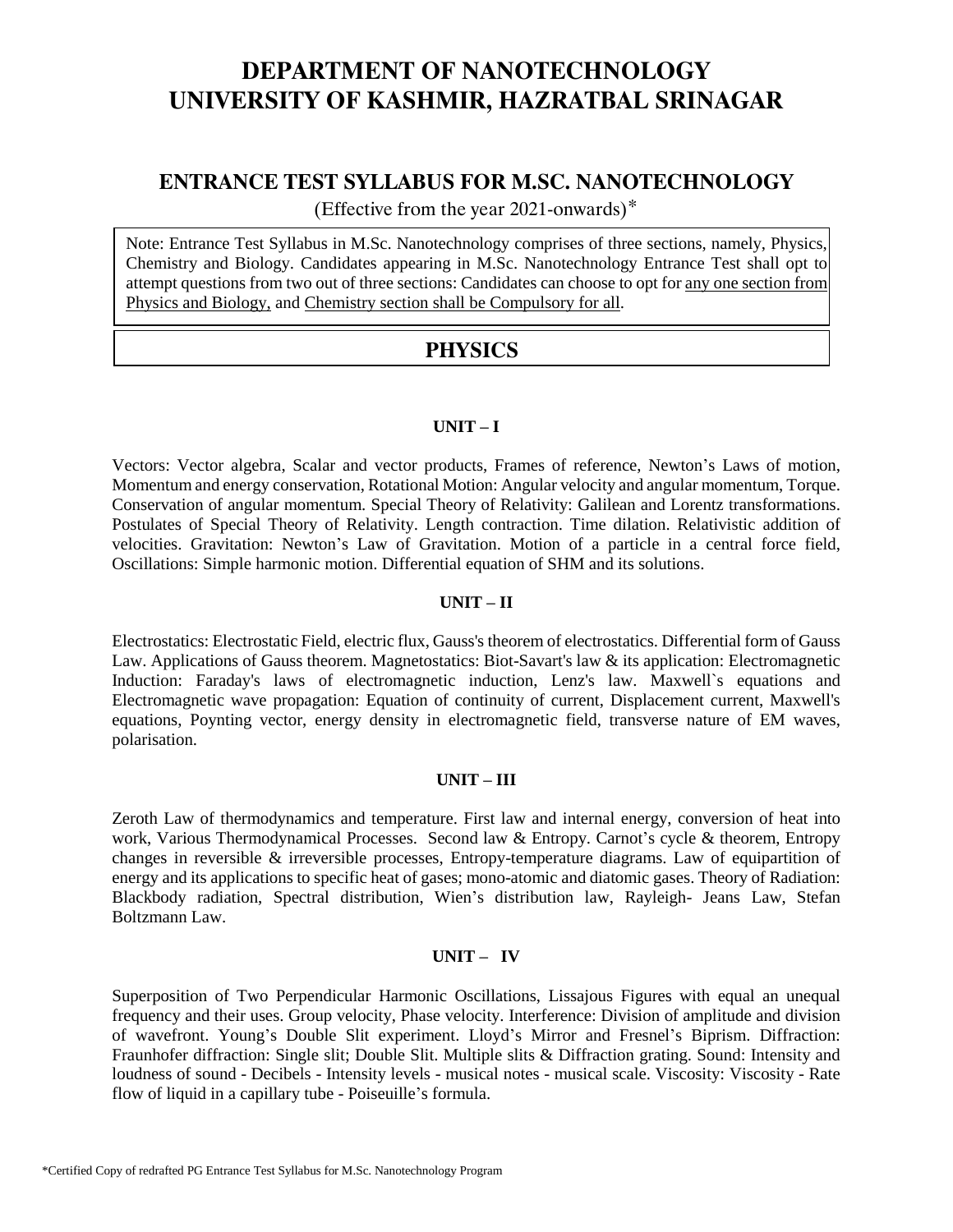# DEPARTMENT OF NANOTECHNOLOGY
# UNIVERSITY OF KASHMIR, HAZRATBAL SRINAGAR

## ENTRANCE TEST SYLLABUS FOR M.SC. NANOTECHNOLOGY

(Effective from the year 2021-onwards)*

Note: Entrance Test Syllabus in M.Sc. Nanotechnology comprises of three sections, namely, Physics, Chemistry and Biology. Candidates appearing in M.Sc. Nanotechnology Entrance Test shall opt to attempt questions from two out of three sections: Candidates can choose to opt for any one section from Physics and Biology, and Chemistry section shall be Compulsory for all.

## PHYSICS

### UNIT – I

Vectors: Vector algebra, Scalar and vector products, Frames of reference, Newton's Laws of motion, Momentum and energy conservation, Rotational Motion: Angular velocity and angular momentum, Torque. Conservation of angular momentum. Special Theory of Relativity: Galilean and Lorentz transformations. Postulates of Special Theory of Relativity. Length contraction. Time dilation. Relativistic addition of velocities. Gravitation: Newton's Law of Gravitation. Motion of a particle in a central force field, Oscillations: Simple harmonic motion. Differential equation of SHM and its solutions.

### UNIT – II

Electrostatics: Electrostatic Field, electric flux, Gauss's theorem of electrostatics. Differential form of Gauss Law. Applications of Gauss theorem. Magnetostatics: Biot-Savart's law & its application: Electromagnetic Induction: Faraday's laws of electromagnetic induction, Lenz's law. Maxwell`s equations and Electromagnetic wave propagation: Equation of continuity of current, Displacement current, Maxwell's equations, Poynting vector, energy density in electromagnetic field, transverse nature of EM waves, polarisation.

### UNIT – III

Zeroth Law of thermodynamics and temperature. First law and internal energy, conversion of heat into work, Various Thermodynamical Processes. Second law & Entropy. Carnot's cycle & theorem, Entropy changes in reversible & irreversible processes, Entropy-temperature diagrams. Law of equipartition of energy and its applications to specific heat of gases; mono-atomic and diatomic gases. Theory of Radiation: Blackbody radiation, Spectral distribution, Wien's distribution law, Rayleigh- Jeans Law, Stefan Boltzmann Law.

### UNIT – IV

Superposition of Two Perpendicular Harmonic Oscillations, Lissajous Figures with equal an unequal frequency and their uses. Group velocity, Phase velocity. Interference: Division of amplitude and division of wavefront. Young's Double Slit experiment. Lloyd's Mirror and Fresnel's Biprism. Diffraction: Fraunhofer diffraction: Single slit; Double Slit. Multiple slits & Diffraction grating. Sound: Intensity and loudness of sound - Decibels - Intensity levels - musical notes - musical scale. Viscosity: Viscosity - Rate flow of liquid in a capillary tube - Poiseuille's formula.

*Certified Copy of redrafted PG Entrance Test Syllabus for M.Sc. Nanotechnology Program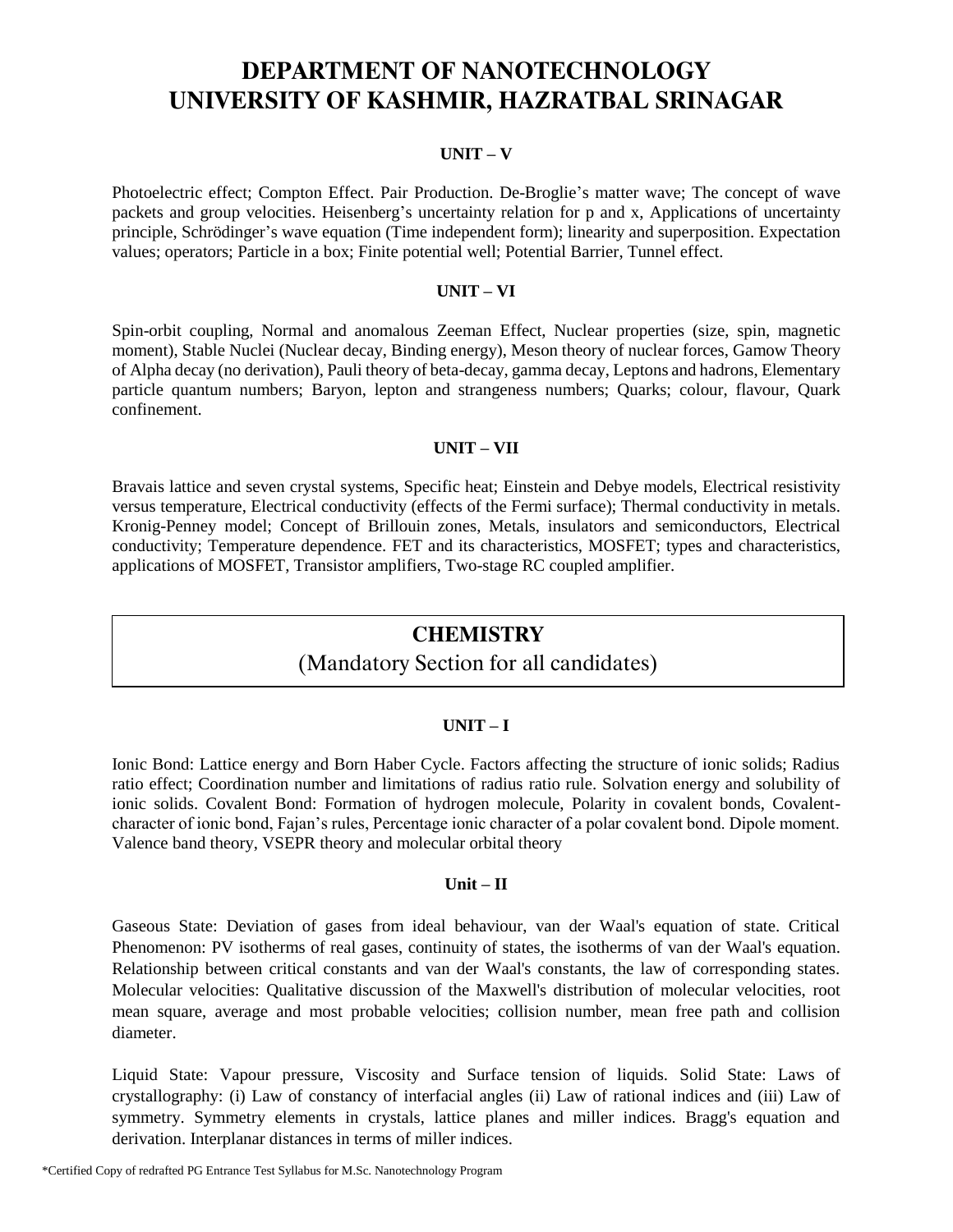# DEPARTMENT OF NANOTECHNOLOGY
# UNIVERSITY OF KASHMIR, HAZRATBAL SRINAGAR

### UNIT – V

Photoelectric effect; Compton Effect. Pair Production. De-Broglie's matter wave; The concept of wave packets and group velocities. Heisenberg's uncertainty relation for p and x, Applications of uncertainty principle, Schrödinger's wave equation (Time independent form); linearity and superposition. Expectation values; operators; Particle in a box; Finite potential well; Potential Barrier, Tunnel effect.

### UNIT – VI

Spin-orbit coupling, Normal and anomalous Zeeman Effect, Nuclear properties (size, spin, magnetic moment), Stable Nuclei (Nuclear decay, Binding energy), Meson theory of nuclear forces, Gamow Theory of Alpha decay (no derivation), Pauli theory of beta-decay, gamma decay, Leptons and hadrons, Elementary particle quantum numbers; Baryon, lepton and strangeness numbers; Quarks; colour, flavour, Quark confinement.

### UNIT – VII

Bravais lattice and seven crystal systems, Specific heat; Einstein and Debye models, Electrical resistivity versus temperature, Electrical conductivity (effects of the Fermi surface); Thermal conductivity in metals. Kronig-Penney model; Concept of Brillouin zones, Metals, insulators and semiconductors, Electrical conductivity; Temperature dependence. FET and its characteristics, MOSFET; types and characteristics, applications of MOSFET, Transistor amplifiers, Two-stage RC coupled amplifier.

## CHEMISTRY
(Mandatory Section for all candidates)

### UNIT – I

Ionic Bond: Lattice energy and Born Haber Cycle. Factors affecting the structure of ionic solids; Radius ratio effect; Coordination number and limitations of radius ratio rule. Solvation energy and solubility of ionic solids. Covalent Bond: Formation of hydrogen molecule, Polarity in covalent bonds, Covalent-character of ionic bond, Fajan's rules, Percentage ionic character of a polar covalent bond. Dipole moment. Valence band theory, VSEPR theory and molecular orbital theory

### Unit – II

Gaseous State: Deviation of gases from ideal behaviour, van der Waal's equation of state. Critical Phenomenon: PV isotherms of real gases, continuity of states, the isotherms of van der Waal's equation. Relationship between critical constants and van der Waal's constants, the law of corresponding states. Molecular velocities: Qualitative discussion of the Maxwell's distribution of molecular velocities, root mean square, average and most probable velocities; collision number, mean free path and collision diameter.

Liquid State: Vapour pressure, Viscosity and Surface tension of liquids. Solid State: Laws of crystallography: (i) Law of constancy of interfacial angles (ii) Law of rational indices and (iii) Law of symmetry. Symmetry elements in crystals, lattice planes and miller indices. Bragg's equation and derivation. Interplanar distances in terms of miller indices.

*Certified Copy of redrafted PG Entrance Test Syllabus for M.Sc. Nanotechnology Program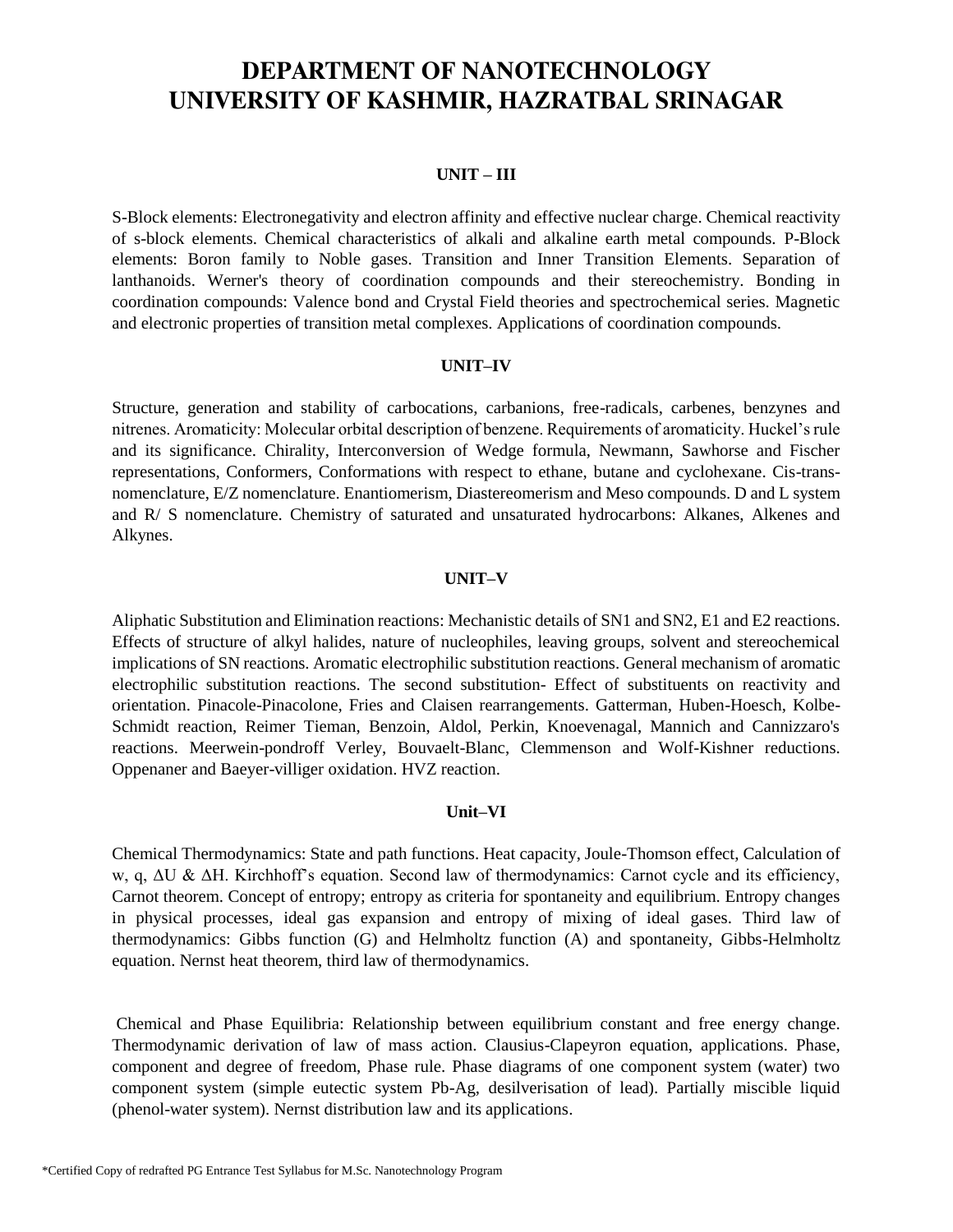# DEPARTMENT OF NANOTECHNOLOGY
# UNIVERSITY OF KASHMIR, HAZRATBAL SRINAGAR

### UNIT – III

S-Block elements: Electronegativity and electron affinity and effective nuclear charge. Chemical reactivity of s-block elements. Chemical characteristics of alkali and alkaline earth metal compounds. P-Block elements: Boron family to Noble gases. Transition and Inner Transition Elements. Separation of lanthanoids. Werner's theory of coordination compounds and their stereochemistry. Bonding in coordination compounds: Valence bond and Crystal Field theories and spectrochemical series. Magnetic and electronic properties of transition metal complexes. Applications of coordination compounds.

### UNIT–IV

Structure, generation and stability of carbocations, carbanions, free-radicals, carbenes, benzynes and nitrenes. Aromaticity: Molecular orbital description of benzene. Requirements of aromaticity. Huckel's rule and its significance. Chirality, Interconversion of Wedge formula, Newmann, Sawhorse and Fischer representations, Conformers, Conformations with respect to ethane, butane and cyclohexane. Cis-trans-nomenclature, E/Z nomenclature. Enantiomerism, Diastereomerism and Meso compounds. D and L system and R/ S nomenclature. Chemistry of saturated and unsaturated hydrocarbons: Alkanes, Alkenes and Alkynes.

### UNIT–V

Aliphatic Substitution and Elimination reactions: Mechanistic details of SN1 and SN2, E1 and E2 reactions. Effects of structure of alkyl halides, nature of nucleophiles, leaving groups, solvent and stereochemical implications of SN reactions. Aromatic electrophilic substitution reactions. General mechanism of aromatic electrophilic substitution reactions. The second substitution- Effect of substituents on reactivity and orientation. Pinacole-Pinacolone, Fries and Claisen rearrangements. Gatterman, Huben-Hoesch, Kolbe-Schmidt reaction, Reimer Tieman, Benzoin, Aldol, Perkin, Knoevenagal, Mannich and Cannizzaro's reactions. Meerwein-pondroff Verley, Bouvaelt-Blanc, Clemmenson and Wolf-Kishner reductions. Oppenaner and Baeyer-villiger oxidation. HVZ reaction.

### Unit–VI

Chemical Thermodynamics: State and path functions. Heat capacity, Joule-Thomson effect, Calculation of w, q, $\Delta U$ & $\Delta H$. Kirchhoff's equation. Second law of thermodynamics: Carnot cycle and its efficiency, Carnot theorem. Concept of entropy; entropy as criteria for spontaneity and equilibrium. Entropy changes in physical processes, ideal gas expansion and entropy of mixing of ideal gases. Third law of thermodynamics: Gibbs function (G) and Helmholtz function (A) and spontaneity, Gibbs-Helmholtz equation. Nernst heat theorem, third law of thermodynamics.

Chemical and Phase Equilibria: Relationship between equilibrium constant and free energy change. Thermodynamic derivation of law of mass action. Clausius-Clapeyron equation, applications. Phase, component and degree of freedom, Phase rule. Phase diagrams of one component system (water) two component system (simple eutectic system Pb-Ag, desilverisation of lead). Partially miscible liquid (phenol-water system). Nernst distribution law and its applications.

*Certified Copy of redrafted PG Entrance Test Syllabus for M.Sc. Nanotechnology Program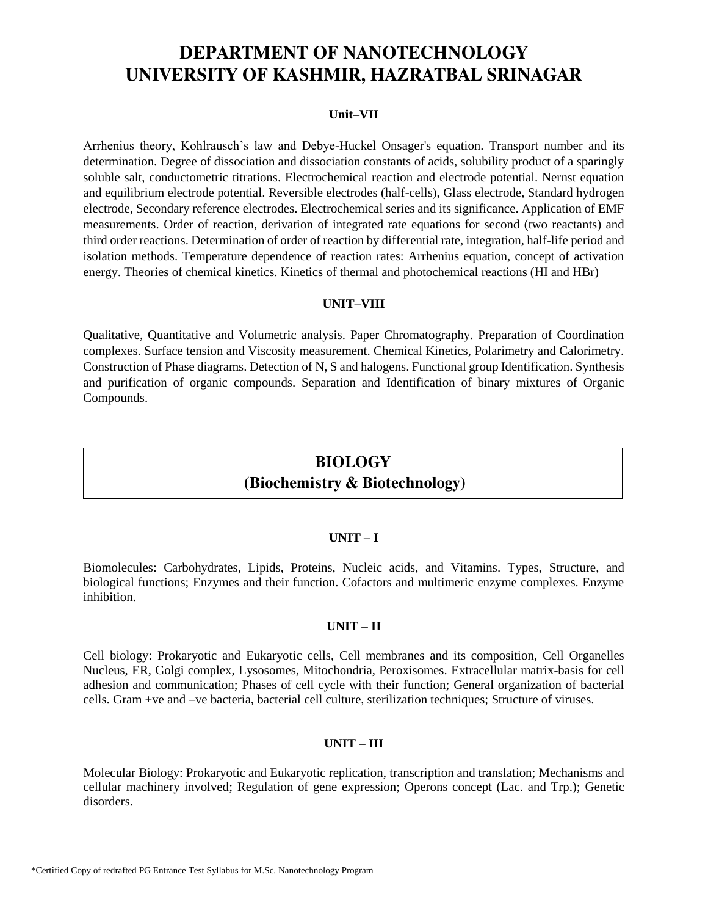# DEPARTMENT OF NANOTECHNOLOGY
# UNIVERSITY OF KASHMIR, HAZRATBAL SRINAGAR

### Unit–VII

Arrhenius theory, Kohlrausch's law and Debye-Huckel Onsager's equation. Transport number and its determination. Degree of dissociation and dissociation constants of acids, solubility product of a sparingly soluble salt, conductometric titrations. Electrochemical reaction and electrode potential. Nernst equation and equilibrium electrode potential. Reversible electrodes (half-cells), Glass electrode, Standard hydrogen electrode, Secondary reference electrodes. Electrochemical series and its significance. Application of EMF measurements. Order of reaction, derivation of integrated rate equations for second (two reactants) and third order reactions. Determination of order of reaction by differential rate, integration, half-life period and isolation methods. Temperature dependence of reaction rates: Arrhenius equation, concept of activation energy. Theories of chemical kinetics. Kinetics of thermal and photochemical reactions (HI and HBr)

### UNIT–VIII

Qualitative, Quantitative and Volumetric analysis. Paper Chromatography. Preparation of Coordination complexes. Surface tension and Viscosity measurement. Chemical Kinetics, Polarimetry and Calorimetry. Construction of Phase diagrams. Detection of N, S and halogens. Functional group Identification. Synthesis and purification of organic compounds. Separation and Identification of binary mixtures of Organic Compounds.

## BIOLOGY
## (Biochemistry & Biotechnology)

### UNIT – I

Biomolecules: Carbohydrates, Lipids, Proteins, Nucleic acids, and Vitamins. Types, Structure, and biological functions; Enzymes and their function. Cofactors and multimeric enzyme complexes. Enzyme inhibition.

### UNIT – II

Cell biology: Prokaryotic and Eukaryotic cells, Cell membranes and its composition, Cell Organelles Nucleus, ER, Golgi complex, Lysosomes, Mitochondria, Peroxisomes. Extracellular matrix-basis for cell adhesion and communication; Phases of cell cycle with their function; General organization of bacterial cells. Gram +ve and –ve bacteria, bacterial cell culture, sterilization techniques; Structure of viruses.

### UNIT – III

Molecular Biology: Prokaryotic and Eukaryotic replication, transcription and translation; Mechanisms and cellular machinery involved; Regulation of gene expression; Operons concept (Lac. and Trp.); Genetic disorders.

*Certified Copy of redrafted PG Entrance Test Syllabus for M.Sc. Nanotechnology Program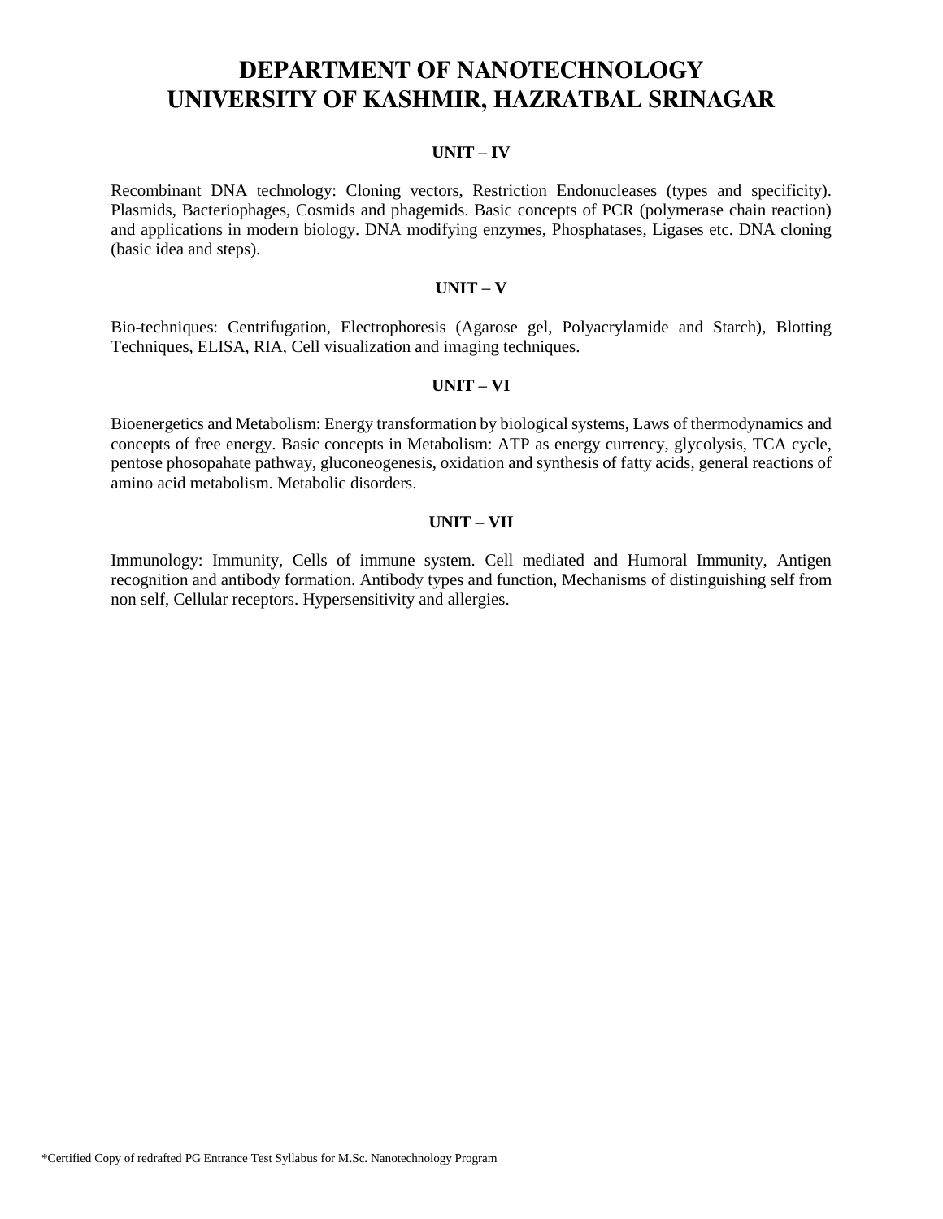# DEPARTMENT OF NANOTECHNOLOGY
# UNIVERSITY OF KASHMIR, HAZRATBAL SRINAGAR

**UNIT – IV**

Recombinant DNA technology: Cloning vectors, Restriction Endonucleases (types and specificity). Plasmids, Bacteriophages, Cosmids and phagemids. Basic concepts of PCR (polymerase chain reaction) and applications in modern biology. DNA modifying enzymes, Phosphatases, Ligases etc. DNA cloning (basic idea and steps).

**UNIT – V**

Bio-techniques: Centrifugation, Electrophoresis (Agarose gel, Polyacrylamide and Starch), Blotting Techniques, ELISA, RIA, Cell visualization and imaging techniques.

**UNIT – VI**

Bioenergetics and Metabolism: Energy transformation by biological systems, Laws of thermodynamics and concepts of free energy. Basic concepts in Metabolism: ATP as energy currency, glycolysis, TCA cycle, pentose phosopahate pathway, gluconeogenesis, oxidation and synthesis of fatty acids, general reactions of amino acid metabolism. Metabolic disorders.

**UNIT – VII**

Immunology: Immunity, Cells of immune system. Cell mediated and Humoral Immunity, Antigen recognition and antibody formation. Antibody types and function, Mechanisms of distinguishing self from non self, Cellular receptors. Hypersensitivity and allergies.

*Certified Copy of redrafted PG Entrance Test Syllabus for M.Sc. Nanotechnology Program